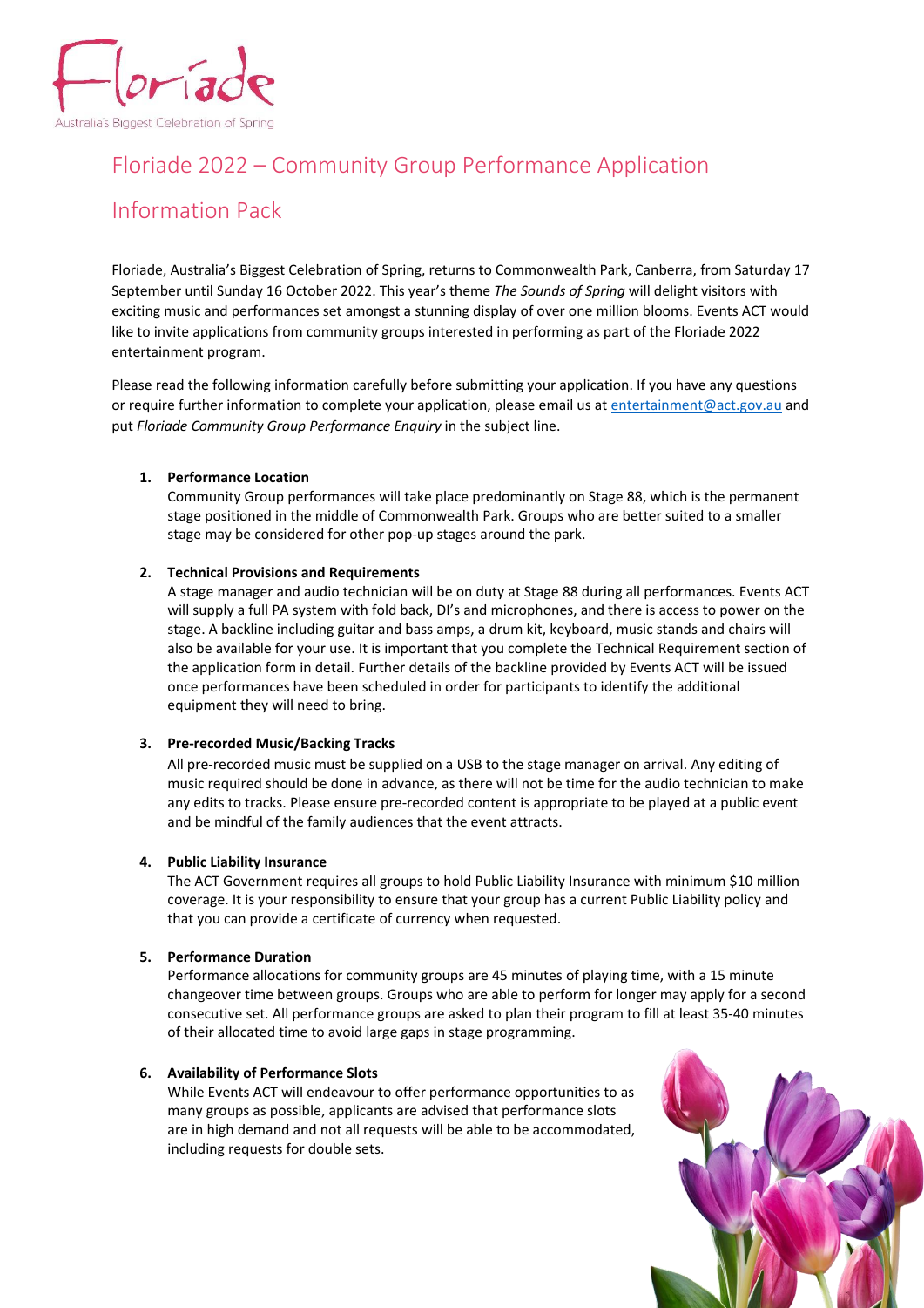Floriade

Australia's Biggest Celebration of Spring

# Floriade 2022 – Community Group Performance Application Information Pack

Floriade, Australia's Biggest Celebration of Spring, returns to Commonwealth Park, Canberra, from Saturday 17 September until Sunday 16 October 2022. This year's theme *The Sounds of Spring* will delight visitors with exciting music and performances set amongst a stunning display of over one million blooms. Events ACT would like to invite applications from community groups interested in performing as part of the Floriade 2022 entertainment program.

Please read the following information carefully before submitting your application. If you have any questions or require further information to complete your application, please email us at entertainment@act.gov.au and put *Floriade Community Group Performance Enquiry* in the subject line.

1. **Performance Location**
   Community Group performances will take place predominantly on Stage 88, which is the permanent stage positioned in the middle of Commonwealth Park. Groups who are better suited to a smaller stage may be considered for other pop-up stages around the park.

2. **Technical Provisions and Requirements**
   A stage manager and audio technician will be on duty at Stage 88 during all performances. Events ACT will supply a full PA system with fold back, DI's and microphones, and there is access to power on the stage. A backline including guitar and bass amps, a drum kit, keyboard, music stands and chairs will also be available for your use. It is important that you complete the Technical Requirement section of the application form in detail. Further details of the backline provided by Events ACT will be issued once performances have been scheduled in order for participants to identify the additional equipment they will need to bring.

3. **Pre-recorded Music/Backing Tracks**
   All pre-recorded music must be supplied on a USB to the stage manager on arrival. Any editing of music required should be done in advance, as there will not be time for the audio technician to make any edits to tracks. Please ensure pre-recorded content is appropriate to be played at a public event and be mindful of the family audiences that the event attracts.

4. **Public Liability Insurance**
   The ACT Government requires all groups to hold Public Liability Insurance with minimum $10 million coverage. It is your responsibility to ensure that your group has a current Public Liability policy and that you can provide a certificate of currency when requested.

5. **Performance Duration**
   Performance allocations for community groups are 45 minutes of playing time, with a 15 minute changeover time between groups. Groups who are able to perform for longer may apply for a second consecutive set. All performance groups are asked to plan their program to fill at least 35-40 minutes of their allocated time to avoid large gaps in stage programming.

6. **Availability of Performance Slots**
   While Events ACT will endeavour to offer performance opportunities to as many groups as possible, applicants are advised that performance slots are in high demand and not all requests will be able to be accommodated, including requests for double sets.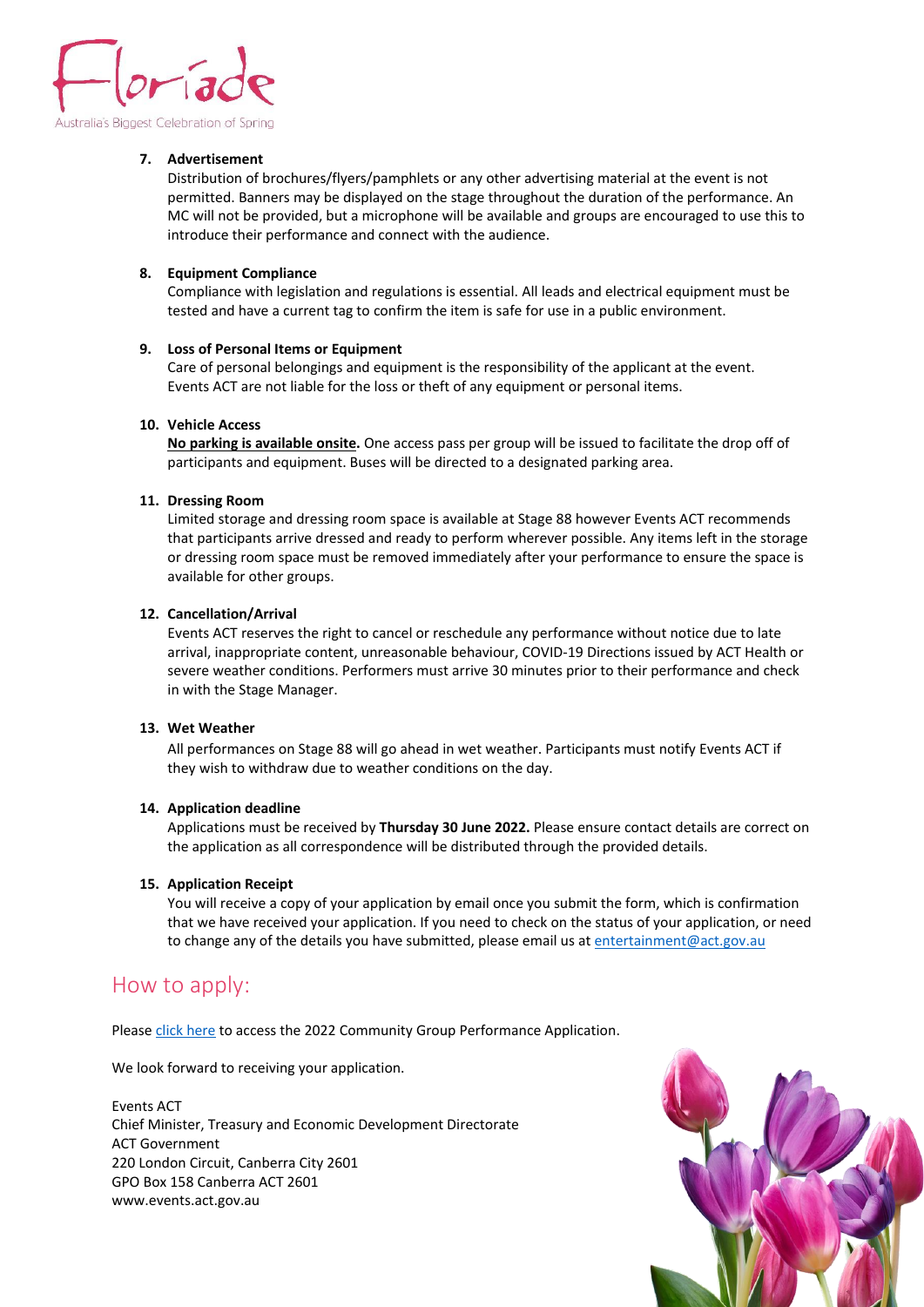7. **Advertisement**
   Distribution of brochures/flyers/pamphlets or any other advertising material at the event is not permitted. Banners may be displayed on the stage throughout the duration of the performance. An MC will not be provided, but a microphone will be available and groups are encouraged to use this to introduce their performance and connect with the audience.

8. **Equipment Compliance**
   Compliance with legislation and regulations is essential. All leads and electrical equipment must be tested and have a current tag to confirm the item is safe for use in a public environment.

9. **Loss of Personal Items or Equipment**
   Care of personal belongings and equipment is the responsibility of the applicant at the event. Events ACT are not liable for the loss or theft of any equipment or personal items.

10. **Vehicle Access**
    **No parking is available onsite.** One access pass per group will be issued to facilitate the drop off of participants and equipment. Buses will be directed to a designated parking area.

11. **Dressing Room**
    Limited storage and dressing room space is available at Stage 88 however Events ACT recommends that participants arrive dressed and ready to perform wherever possible. Any items left in the storage or dressing room space must be removed immediately after your performance to ensure the space is available for other groups.

12. **Cancellation/Arrival**
    Events ACT reserves the right to cancel or reschedule any performance without notice due to late arrival, inappropriate content, unreasonable behaviour, COVID-19 Directions issued by ACT Health or severe weather conditions. Performers must arrive 30 minutes prior to their performance and check in with the Stage Manager.

13. **Wet Weather**
    All performances on Stage 88 will go ahead in wet weather. Participants must notify Events ACT if they wish to withdraw due to weather conditions on the day.

14. **Application deadline**
    Applications must be received by **Thursday 30 June 2022.** Please ensure contact details are correct on the application as all correspondence will be distributed through the provided details.

15. **Application Receipt**
    You will receive a copy of your application by email once you submit the form, which is confirmation that we have received your application. If you need to check on the status of your application, or need to change any of the details you have submitted, please email us at entertainment@act.gov.au

## How to apply:

Please click here to access the 2022 Community Group Performance Application.

We look forward to receiving your application.

Events ACT
Chief Minister, Treasury and Economic Development Directorate
ACT Government
220 London Circuit, Canberra City 2601
GPO Box 158 Canberra ACT 2601
www.events.act.gov.au